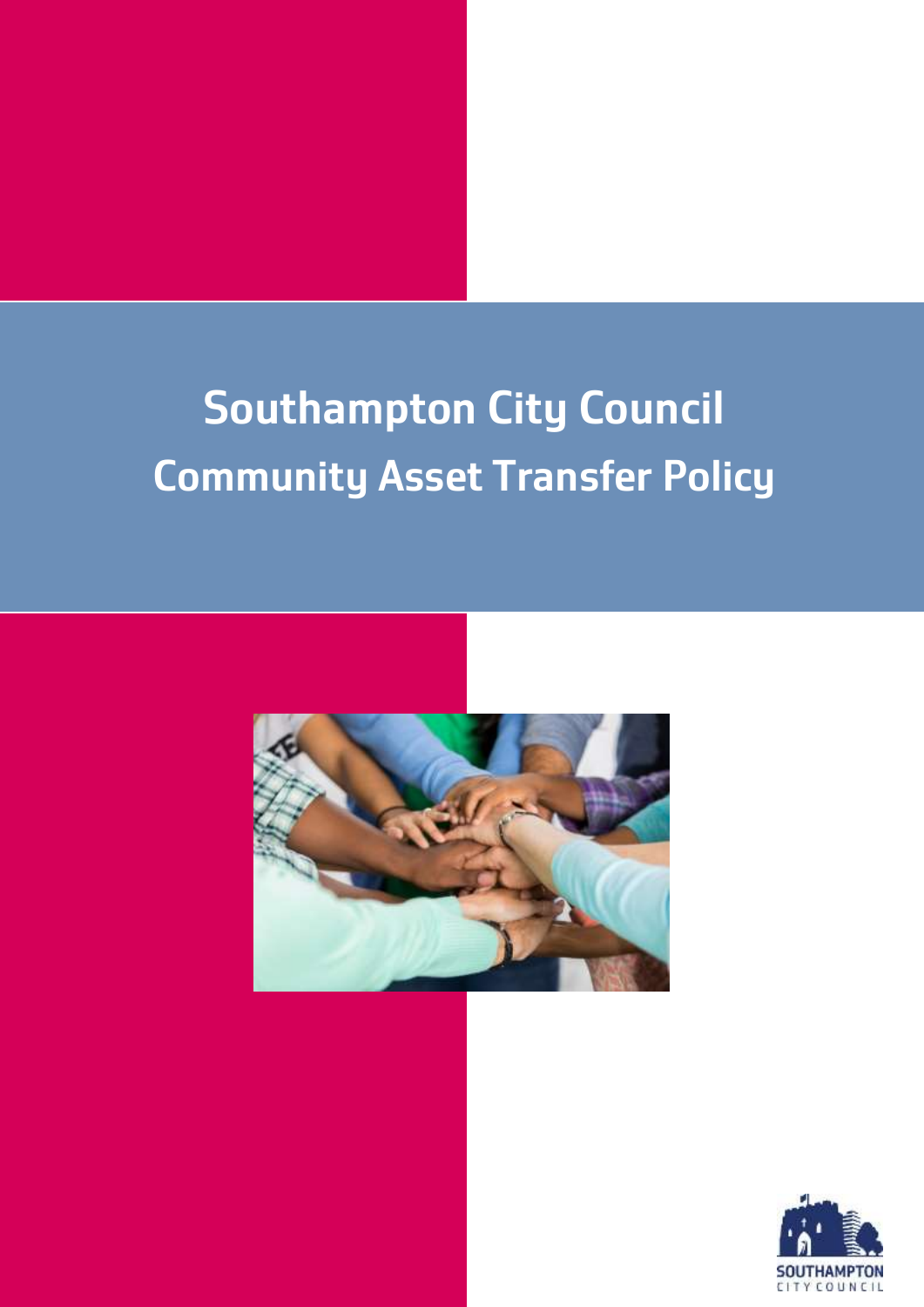# Southampton City Council
# Community Asset Transfer Policy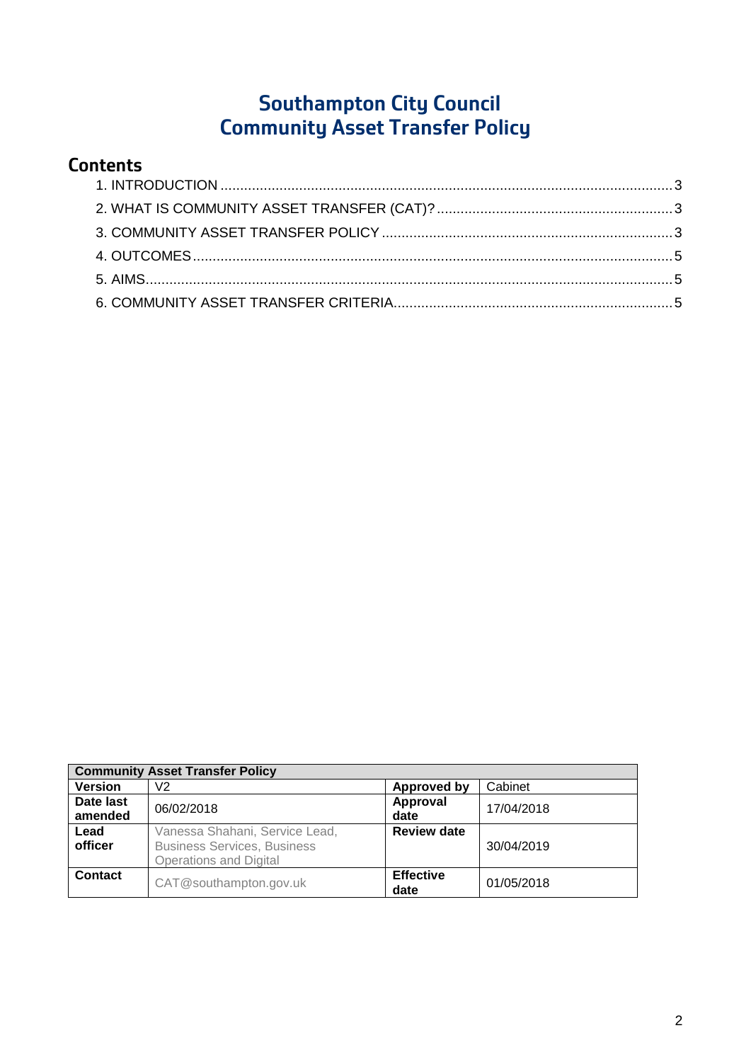# Southampton City Council
# Community Asset Transfer Policy

## Contents

1. INTRODUCTION ..... 3
2. WHAT IS COMMUNITY ASSET TRANSFER (CAT)? ..... 3
3. COMMUNITY ASSET TRANSFER POLICY ..... 3
4. OUTCOMES ..... 5
5. AIMS ..... 5
6. COMMUNITY ASSET TRANSFER CRITERIA ..... 5

| **Community Asset Transfer Policy** | | | |
|---|---|---|---|
| **Version** | V2 | **Approved by** | Cabinet |
| **Date last amended** | 06/02/2018 | **Approval date** | 17/04/2018 |
| **Lead officer** | Vanessa Shahani, Service Lead, Business Services, Business Operations and Digital | **Review date** | 30/04/2019 |
| **Contact** | CAT@southampton.gov.uk | **Effective date** | 01/05/2018 |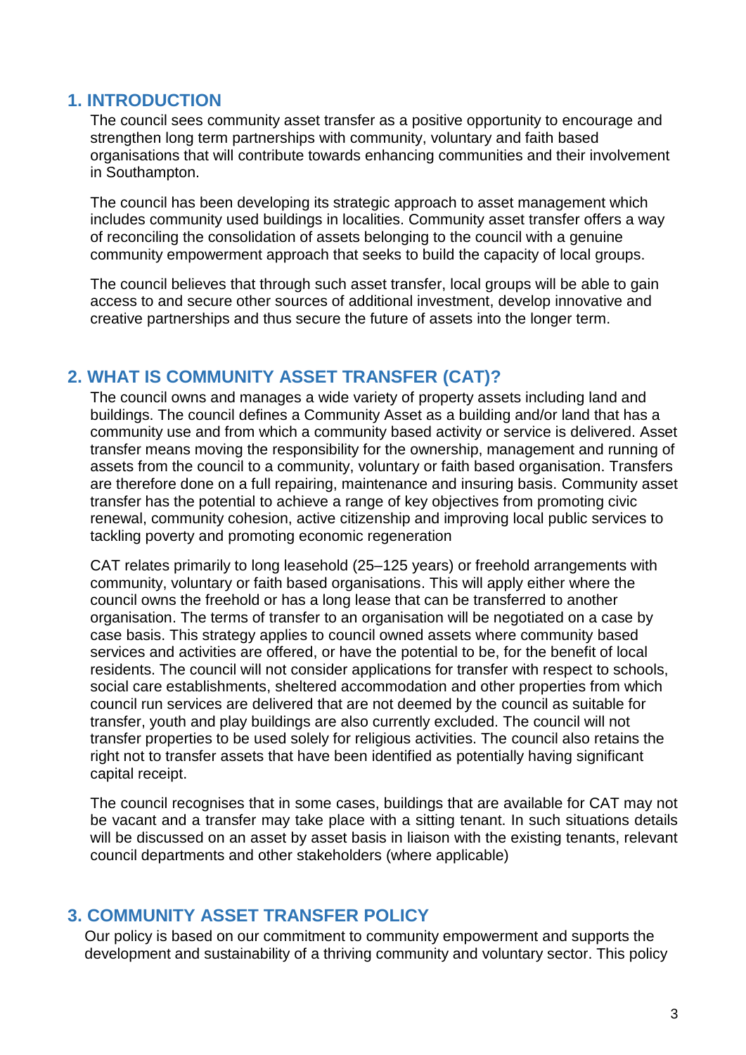## 1. INTRODUCTION

The council sees community asset transfer as a positive opportunity to encourage and strengthen long term partnerships with community, voluntary and faith based organisations that will contribute towards enhancing communities and their involvement in Southampton.

The council has been developing its strategic approach to asset management which includes community used buildings in localities. Community asset transfer offers a way of reconciling the consolidation of assets belonging to the council with a genuine community empowerment approach that seeks to build the capacity of local groups.

The council believes that through such asset transfer, local groups will be able to gain access to and secure other sources of additional investment, develop innovative and creative partnerships and thus secure the future of assets into the longer term.

## 2. WHAT IS COMMUNITY ASSET TRANSFER (CAT)?

The council owns and manages a wide variety of property assets including land and buildings. The council defines a Community Asset as a building and/or land that has a community use and from which a community based activity or service is delivered. Asset transfer means moving the responsibility for the ownership, management and running of assets from the council to a community, voluntary or faith based organisation. Transfers are therefore done on a full repairing, maintenance and insuring basis. Community asset transfer has the potential to achieve a range of key objectives from promoting civic renewal, community cohesion, active citizenship and improving local public services to tackling poverty and promoting economic regeneration

CAT relates primarily to long leasehold (25–125 years) or freehold arrangements with community, voluntary or faith based organisations. This will apply either where the council owns the freehold or has a long lease that can be transferred to another organisation. The terms of transfer to an organisation will be negotiated on a case by case basis. This strategy applies to council owned assets where community based services and activities are offered, or have the potential to be, for the benefit of local residents. The council will not consider applications for transfer with respect to schools, social care establishments, sheltered accommodation and other properties from which council run services are delivered that are not deemed by the council as suitable for transfer, youth and play buildings are also currently excluded. The council will not transfer properties to be used solely for religious activities. The council also retains the right not to transfer assets that have been identified as potentially having significant capital receipt.

The council recognises that in some cases, buildings that are available for CAT may not be vacant and a transfer may take place with a sitting tenant. In such situations details will be discussed on an asset by asset basis in liaison with the existing tenants, relevant council departments and other stakeholders (where applicable)

## 3. COMMUNITY ASSET TRANSFER POLICY

Our policy is based on our commitment to community empowerment and supports the development and sustainability of a thriving community and voluntary sector. This policy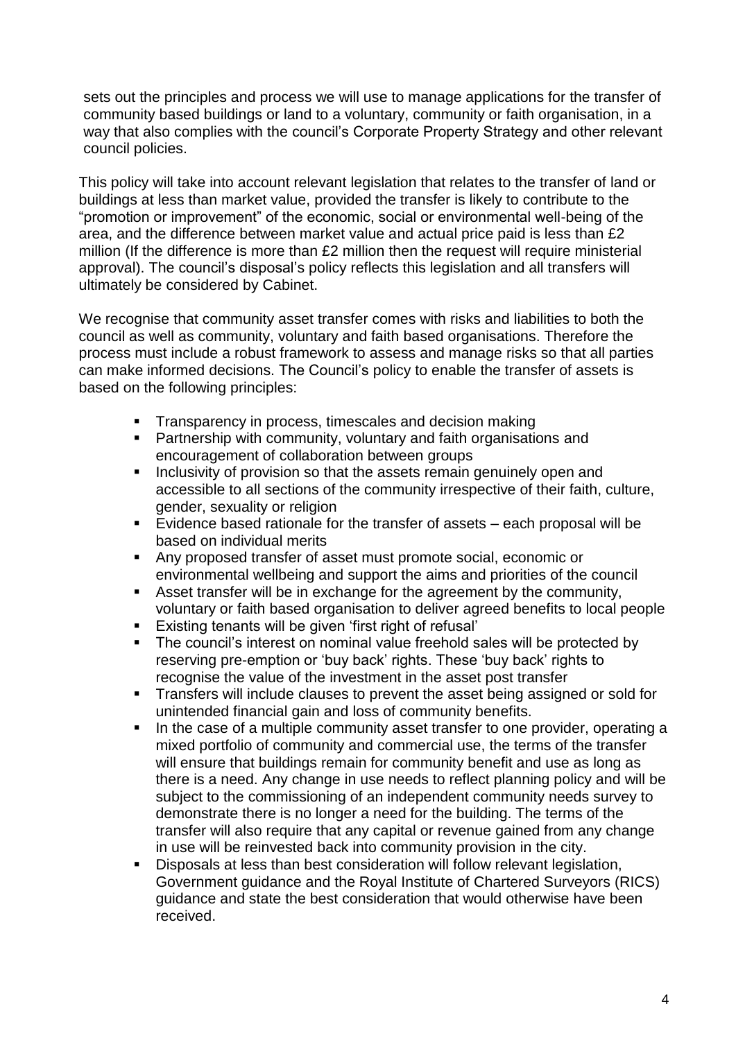sets out the principles and process we will use to manage applications for the transfer of community based buildings or land to a voluntary, community or faith organisation, in a way that also complies with the council's Corporate Property Strategy and other relevant council policies.

This policy will take into account relevant legislation that relates to the transfer of land or buildings at less than market value, provided the transfer is likely to contribute to the "promotion or improvement" of the economic, social or environmental well-being of the area, and the difference between market value and actual price paid is less than £2 million (If the difference is more than £2 million then the request will require ministerial approval). The council's disposal's policy reflects this legislation and all transfers will ultimately be considered by Cabinet.

We recognise that community asset transfer comes with risks and liabilities to both the council as well as community, voluntary and faith based organisations. Therefore the process must include a robust framework to assess and manage risks so that all parties can make informed decisions. The Council's policy to enable the transfer of assets is based on the following principles:

- Transparency in process, timescales and decision making
- Partnership with community, voluntary and faith organisations and encouragement of collaboration between groups
- Inclusivity of provision so that the assets remain genuinely open and accessible to all sections of the community irrespective of their faith, culture, gender, sexuality or religion
- Evidence based rationale for the transfer of assets – each proposal will be based on individual merits
- Any proposed transfer of asset must promote social, economic or environmental wellbeing and support the aims and priorities of the council
- Asset transfer will be in exchange for the agreement by the community, voluntary or faith based organisation to deliver agreed benefits to local people
- Existing tenants will be given 'first right of refusal'
- The council's interest on nominal value freehold sales will be protected by reserving pre-emption or 'buy back' rights. These 'buy back' rights to recognise the value of the investment in the asset post transfer
- Transfers will include clauses to prevent the asset being assigned or sold for unintended financial gain and loss of community benefits.
- In the case of a multiple community asset transfer to one provider, operating a mixed portfolio of community and commercial use, the terms of the transfer will ensure that buildings remain for community benefit and use as long as there is a need. Any change in use needs to reflect planning policy and will be subject to the commissioning of an independent community needs survey to demonstrate there is no longer a need for the building. The terms of the transfer will also require that any capital or revenue gained from any change in use will be reinvested back into community provision in the city.
- Disposals at less than best consideration will follow relevant legislation, Government guidance and the Royal Institute of Chartered Surveyors (RICS) guidance and state the best consideration that would otherwise have been received.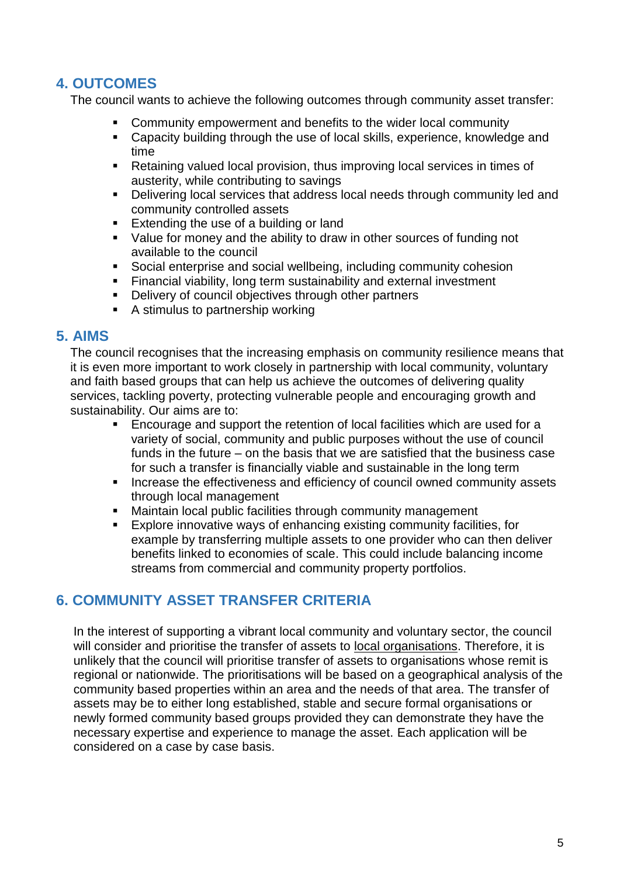## 4. OUTCOMES

The council wants to achieve the following outcomes through community asset transfer:

- Community empowerment and benefits to the wider local community
- Capacity building through the use of local skills, experience, knowledge and time
- Retaining valued local provision, thus improving local services in times of austerity, while contributing to savings
- Delivering local services that address local needs through community led and community controlled assets
- Extending the use of a building or land
- Value for money and the ability to draw in other sources of funding not available to the council
- Social enterprise and social wellbeing, including community cohesion
- Financial viability, long term sustainability and external investment
- Delivery of council objectives through other partners
- A stimulus to partnership working

## 5. AIMS

The council recognises that the increasing emphasis on community resilience means that it is even more important to work closely in partnership with local community, voluntary and faith based groups that can help us achieve the outcomes of delivering quality services, tackling poverty, protecting vulnerable people and encouraging growth and sustainability. Our aims are to:

- Encourage and support the retention of local facilities which are used for a variety of social, community and public purposes without the use of council funds in the future – on the basis that we are satisfied that the business case for such a transfer is financially viable and sustainable in the long term
- Increase the effectiveness and efficiency of council owned community assets through local management
- Maintain local public facilities through community management
- Explore innovative ways of enhancing existing community facilities, for example by transferring multiple assets to one provider who can then deliver benefits linked to economies of scale. This could include balancing income streams from commercial and community property portfolios.

## 6. COMMUNITY ASSET TRANSFER CRITERIA

In the interest of supporting a vibrant local community and voluntary sector, the council will consider and prioritise the transfer of assets to local organisations. Therefore, it is unlikely that the council will prioritise transfer of assets to organisations whose remit is regional or nationwide. The prioritisations will be based on a geographical analysis of the community based properties within an area and the needs of that area. The transfer of assets may be to either long established, stable and secure formal organisations or newly formed community based groups provided they can demonstrate they have the necessary expertise and experience to manage the asset. Each application will be considered on a case by case basis.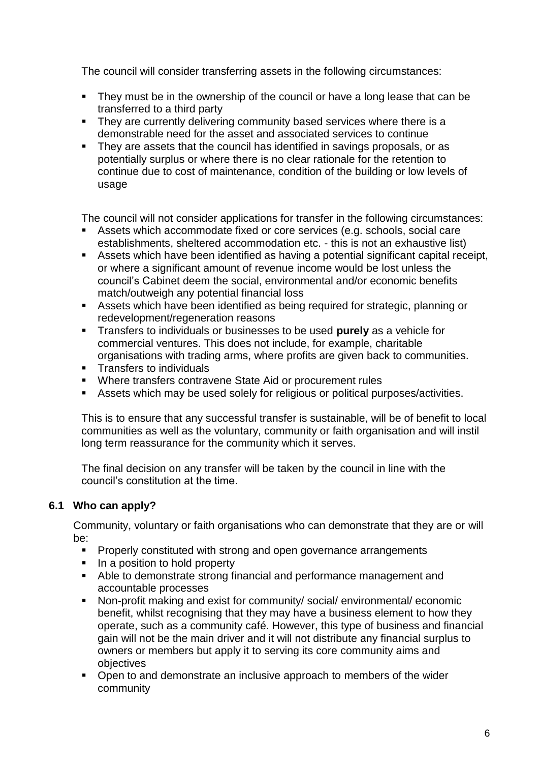The council will consider transferring assets in the following circumstances:

- They must be in the ownership of the council or have a long lease that can be transferred to a third party
- They are currently delivering community based services where there is a demonstrable need for the asset and associated services to continue
- They are assets that the council has identified in savings proposals, or as potentially surplus or where there is no clear rationale for the retention to continue due to cost of maintenance, condition of the building or low levels of usage

The council will not consider applications for transfer in the following circumstances:

- Assets which accommodate fixed or core services (e.g. schools, social care establishments, sheltered accommodation etc. - this is not an exhaustive list)
- Assets which have been identified as having a potential significant capital receipt, or where a significant amount of revenue income would be lost unless the council's Cabinet deem the social, environmental and/or economic benefits match/outweigh any potential financial loss
- Assets which have been identified as being required for strategic, planning or redevelopment/regeneration reasons
- Transfers to individuals or businesses to be used **purely** as a vehicle for commercial ventures. This does not include, for example, charitable organisations with trading arms, where profits are given back to communities.
- Transfers to individuals
- Where transfers contravene State Aid or procurement rules
- Assets which may be used solely for religious or political purposes/activities.

This is to ensure that any successful transfer is sustainable, will be of benefit to local communities as well as the voluntary, community or faith organisation and will instil long term reassurance for the community which it serves.

The final decision on any transfer will be taken by the council in line with the council's constitution at the time.

### 6.1 Who can apply?

Community, voluntary or faith organisations who can demonstrate that they are or will be:

- Properly constituted with strong and open governance arrangements
- In a position to hold property
- Able to demonstrate strong financial and performance management and accountable processes
- Non-profit making and exist for community/ social/ environmental/ economic benefit, whilst recognising that they may have a business element to how they operate, such as a community café. However, this type of business and financial gain will not be the main driver and it will not distribute any financial surplus to owners or members but apply it to serving its core community aims and objectives
- Open to and demonstrate an inclusive approach to members of the wider community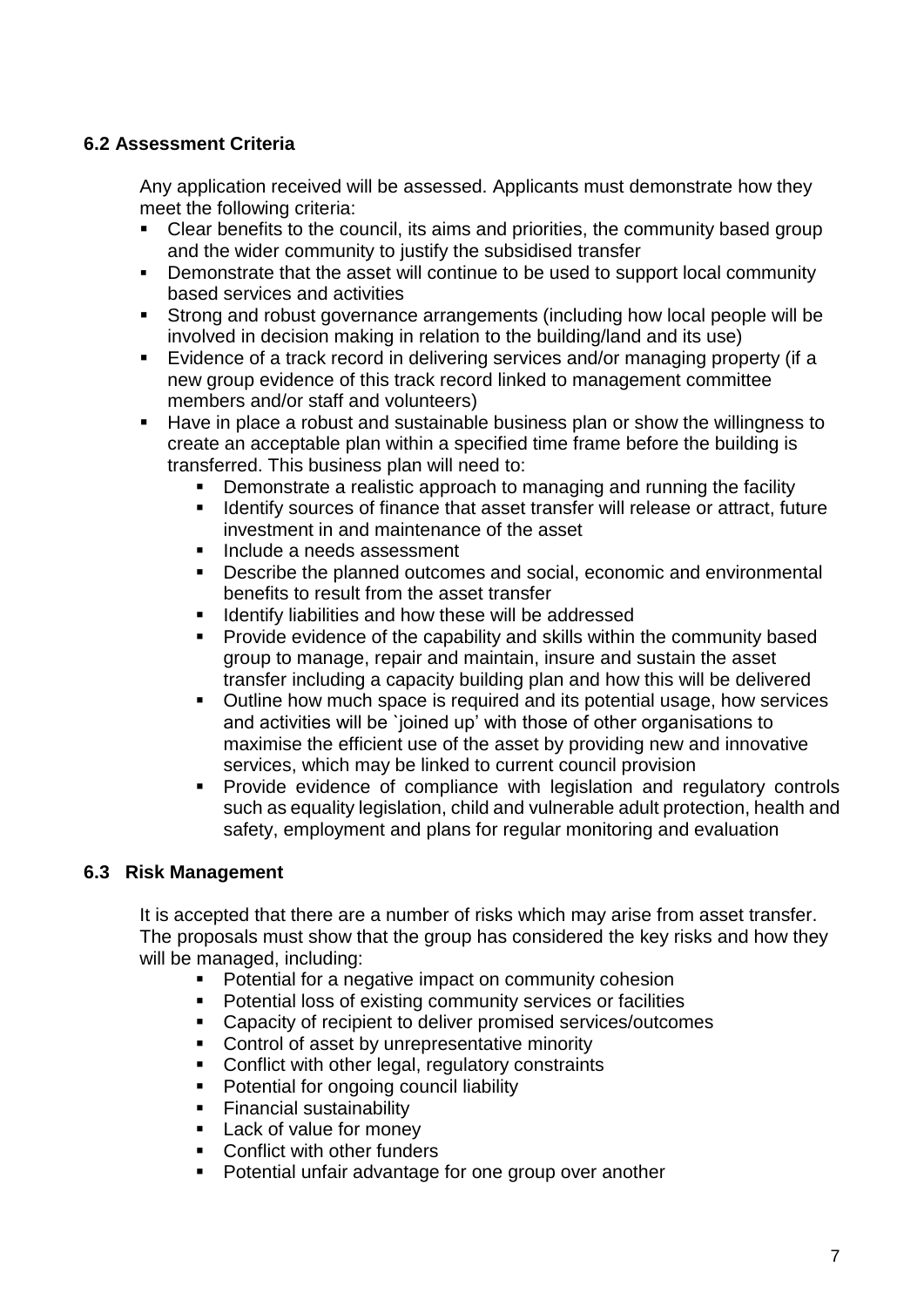### 6.2 Assessment Criteria

Any application received will be assessed. Applicants must demonstrate how they meet the following criteria:

- Clear benefits to the council, its aims and priorities, the community based group and the wider community to justify the subsidised transfer
- Demonstrate that the asset will continue to be used to support local community based services and activities
- Strong and robust governance arrangements (including how local people will be involved in decision making in relation to the building/land and its use)
- Evidence of a track record in delivering services and/or managing property (if a new group evidence of this track record linked to management committee members and/or staff and volunteers)
- Have in place a robust and sustainable business plan or show the willingness to create an acceptable plan within a specified time frame before the building is transferred. This business plan will need to:
  - Demonstrate a realistic approach to managing and running the facility
  - Identify sources of finance that asset transfer will release or attract, future investment in and maintenance of the asset
  - Include a needs assessment
  - Describe the planned outcomes and social, economic and environmental benefits to result from the asset transfer
  - Identify liabilities and how these will be addressed
  - Provide evidence of the capability and skills within the community based group to manage, repair and maintain, insure and sustain the asset transfer including a capacity building plan and how this will be delivered
  - Outline how much space is required and its potential usage, how services and activities will be `joined up' with those of other organisations to maximise the efficient use of the asset by providing new and innovative services, which may be linked to current council provision
  - Provide evidence of compliance with legislation and regulatory controls such as equality legislation, child and vulnerable adult protection, health and safety, employment and plans for regular monitoring and evaluation

### 6.3 Risk Management

It is accepted that there are a number of risks which may arise from asset transfer. The proposals must show that the group has considered the key risks and how they will be managed, including:

- Potential for a negative impact on community cohesion
- Potential loss of existing community services or facilities
- Capacity of recipient to deliver promised services/outcomes
- Control of asset by unrepresentative minority
- Conflict with other legal, regulatory constraints
- Potential for ongoing council liability
- Financial sustainability
- Lack of value for money
- Conflict with other funders
- Potential unfair advantage for one group over another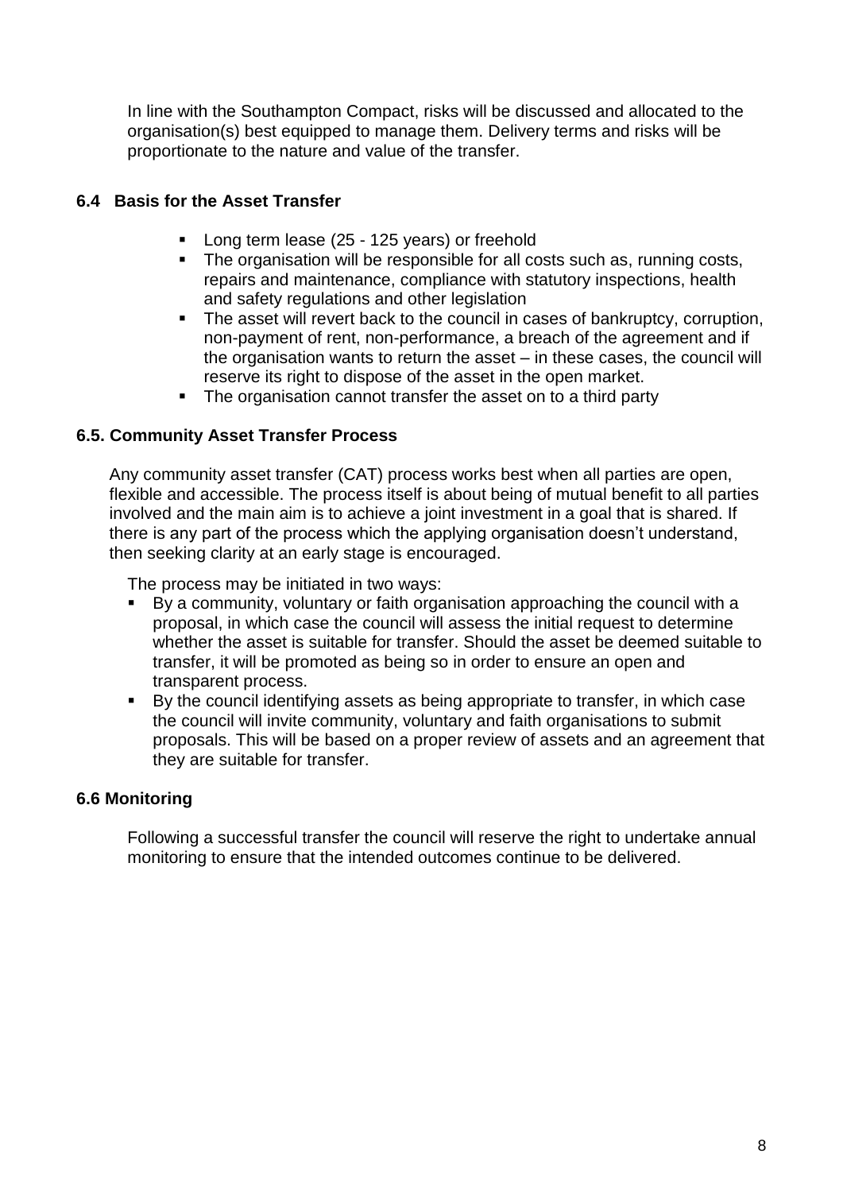In line with the Southampton Compact, risks will be discussed and allocated to the organisation(s) best equipped to manage them. Delivery terms and risks will be proportionate to the nature and value of the transfer.

### 6.4 Basis for the Asset Transfer

- Long term lease (25 - 125 years) or freehold
- The organisation will be responsible for all costs such as, running costs, repairs and maintenance, compliance with statutory inspections, health and safety regulations and other legislation
- The asset will revert back to the council in cases of bankruptcy, corruption, non-payment of rent, non-performance, a breach of the agreement and if the organisation wants to return the asset – in these cases, the council will reserve its right to dispose of the asset in the open market.
- The organisation cannot transfer the asset on to a third party

### 6.5. Community Asset Transfer Process

Any community asset transfer (CAT) process works best when all parties are open, flexible and accessible. The process itself is about being of mutual benefit to all parties involved and the main aim is to achieve a joint investment in a goal that is shared. If there is any part of the process which the applying organisation doesn't understand, then seeking clarity at an early stage is encouraged.

The process may be initiated in two ways:

- By a community, voluntary or faith organisation approaching the council with a proposal, in which case the council will assess the initial request to determine whether the asset is suitable for transfer. Should the asset be deemed suitable to transfer, it will be promoted as being so in order to ensure an open and transparent process.
- By the council identifying assets as being appropriate to transfer, in which case the council will invite community, voluntary and faith organisations to submit proposals. This will be based on a proper review of assets and an agreement that they are suitable for transfer.

### 6.6 Monitoring

Following a successful transfer the council will reserve the right to undertake annual monitoring to ensure that the intended outcomes continue to be delivered.